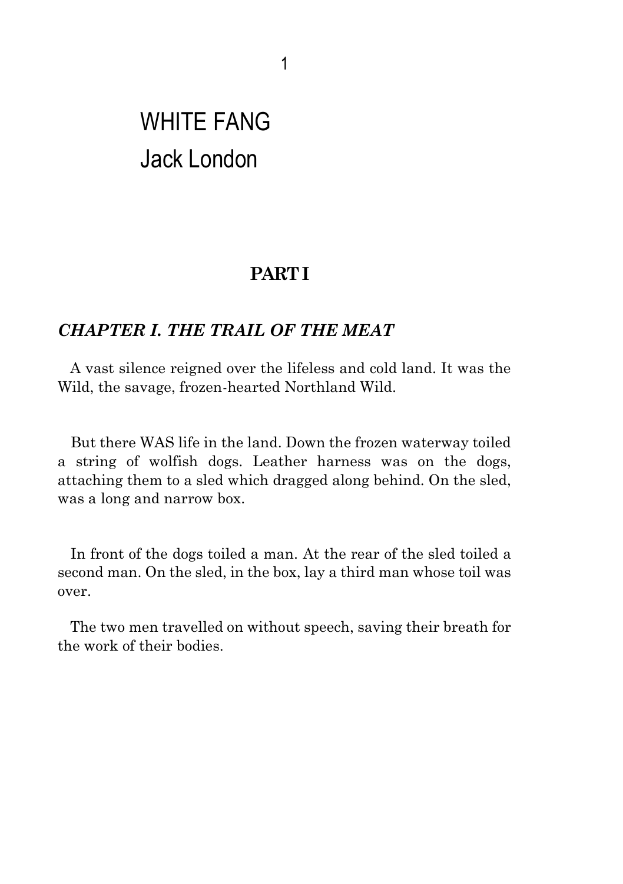# WHITE FANG

## Jack London

### PART I

### *CHAPTER I. THE TRAIL OF THE MEAT*

A vast silence reigned over the lifeless and cold land. It was the Wild, the savage, frozen-hearted Northland Wild.

But there WAS life in the land. Down the frozen waterway toiled a string of wolfish dogs. Leather harness was on the dogs, attaching them to a sled which dragged along behind. On the sled, was a long and narrow box.

In front of the dogs toiled a man. At the rear of the sled toiled a second man. On the sled, in the box, lay a third man whose toil was over.

The two men travelled on without speech, saving their breath for the work of their bodies.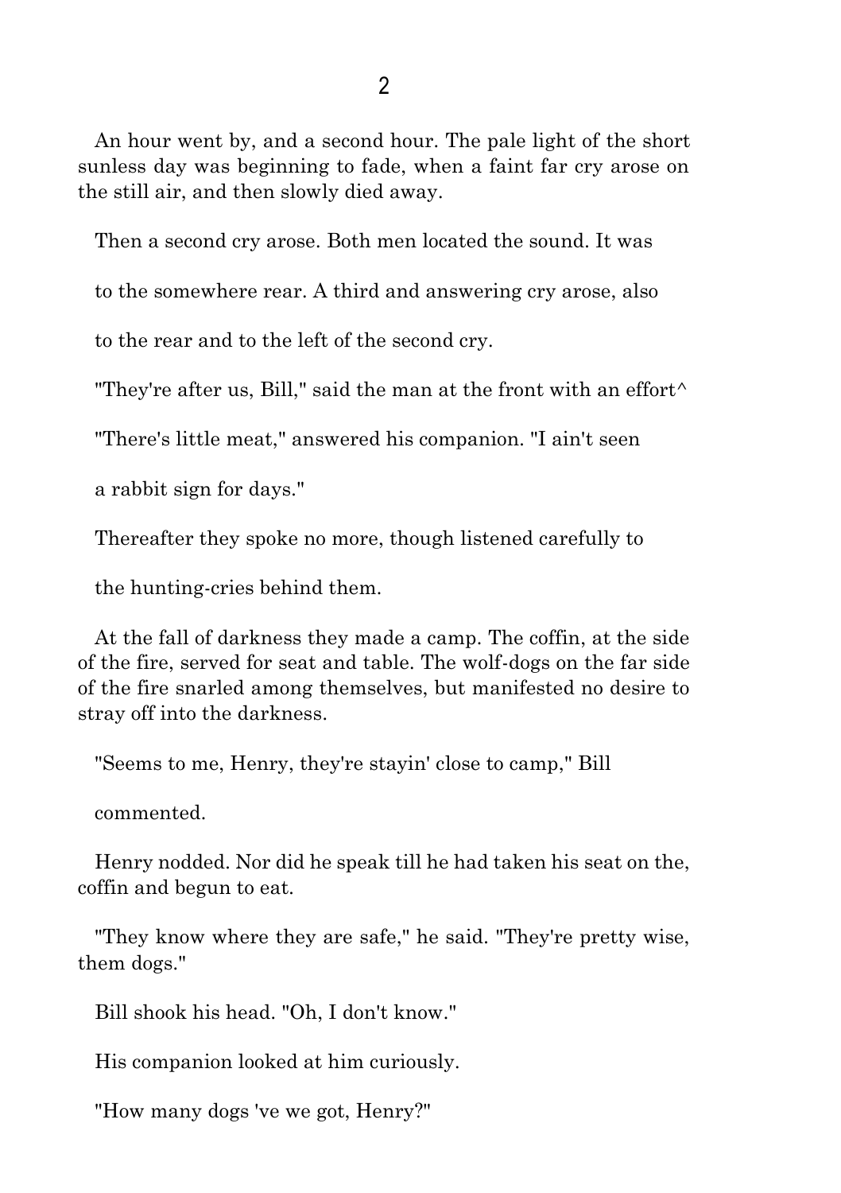An hour went by, and a second hour. The pale light of the short sunless day was beginning to fade, when a faint far cry arose on the still air, and then slowly died away.

Then a second cry arose. Both men located the sound. It was

to the somewhere rear. A third and answering cry arose, also

to the rear and to the left of the second cry.

"They're after us, Bill," said the man at the front with an effort^

"There's little meat," answered his companion. "I ain't seen

a rabbit sign for days."

Thereafter they spoke no more, though listened carefully to

the hunting-cries behind them.

At the fall of darkness they made a camp. The coffin, at the side of the fire, served for seat and table. The wolf-dogs on the far side of the fire snarled among themselves, but manifested no desire to stray off into the darkness.

"Seems to me, Henry, they're stayin' close to camp," Bill

commented.

Henry nodded. Nor did he speak till he had taken his seat on the, coffin and begun to eat.

"They know where they are safe," he said. "They're pretty wise, them dogs."

Bill shook his head. "Oh, I don't know."

His companion looked at him curiously.

"How many dogs 've we got, Henry?"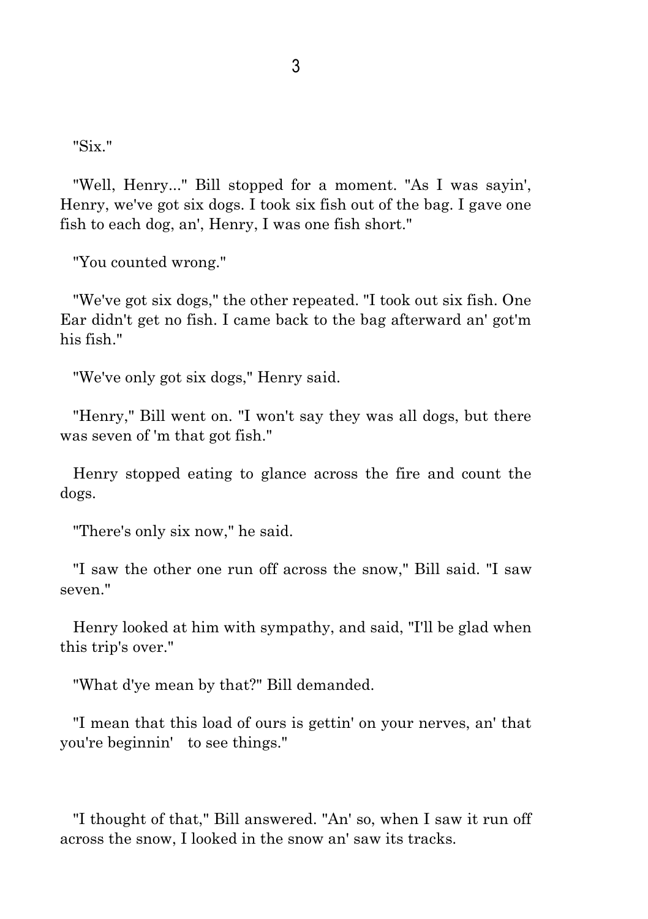"Six."

"Well, Henry..." Bill stopped for a moment. "As I was sayin', Henry, we've got six dogs. I took six fish out of the bag. I gave one fish to each dog, an', Henry, I was one fish short."

"You counted wrong."

"We've got six dogs," the other repeated. "I took out six fish. One Ear didn't get no fish. I came back to the bag afterward an' got'm his fish."

"We've only got six dogs," Henry said.

"Henry," Bill went on. "I won't say they was all dogs, but there was seven of 'm that got fish."

Henry stopped eating to glance across the fire and count the dogs.

"There's only six now," he said.

"I saw the other one run off across the snow," Bill said. "I saw seven."

Henry looked at him with sympathy, and said, "I'll be glad when this trip's over."

"What d'ye mean by that?" Bill demanded.

"I mean that this load of ours is gettin' on your nerves, an' that you're beginnin' to see things."

"I thought of that," Bill answered. "An' so, when I saw it run off across the snow, I looked in the snow an' saw its tracks.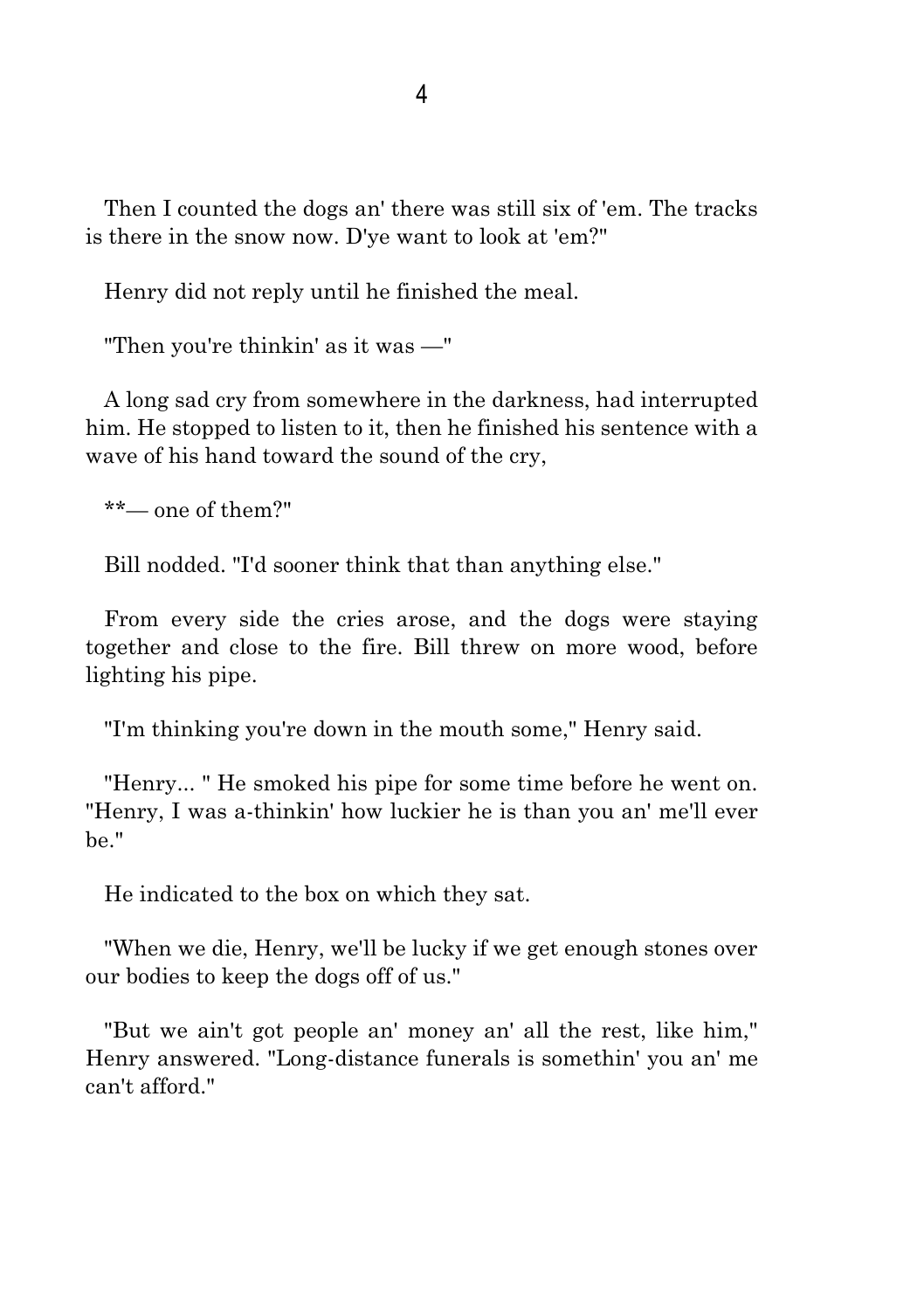Then I counted the dogs an' there was still six of 'em. The tracks is there in the snow now. D'ye want to look at 'em?"

Henry did not reply until he finished the meal.

"Then you're thinkin' as it was —"

A long sad cry from somewhere in the darkness, had interrupted him. He stopped to listen to it, then he finished his sentence with a wave of his hand toward the sound of the cry,

**— one of them?"

Bill nodded. "I'd sooner think that than anything else."

From every side the cries arose, and the dogs were staying together and close to the fire. Bill threw on more wood, before lighting his pipe.

"I'm thinking you're down in the mouth some," Henry said.

"Henry... " He smoked his pipe for some time before he went on. "Henry, I was a-thinkin' how luckier he is than you an' me'll ever be."

He indicated to the box on which they sat.

"When we die, Henry, we'll be lucky if we get enough stones over our bodies to keep the dogs off of us."

"But we ain't got people an' money an' all the rest, like him," Henry answered. "Long-distance funerals is somethin' you an' me can't afford."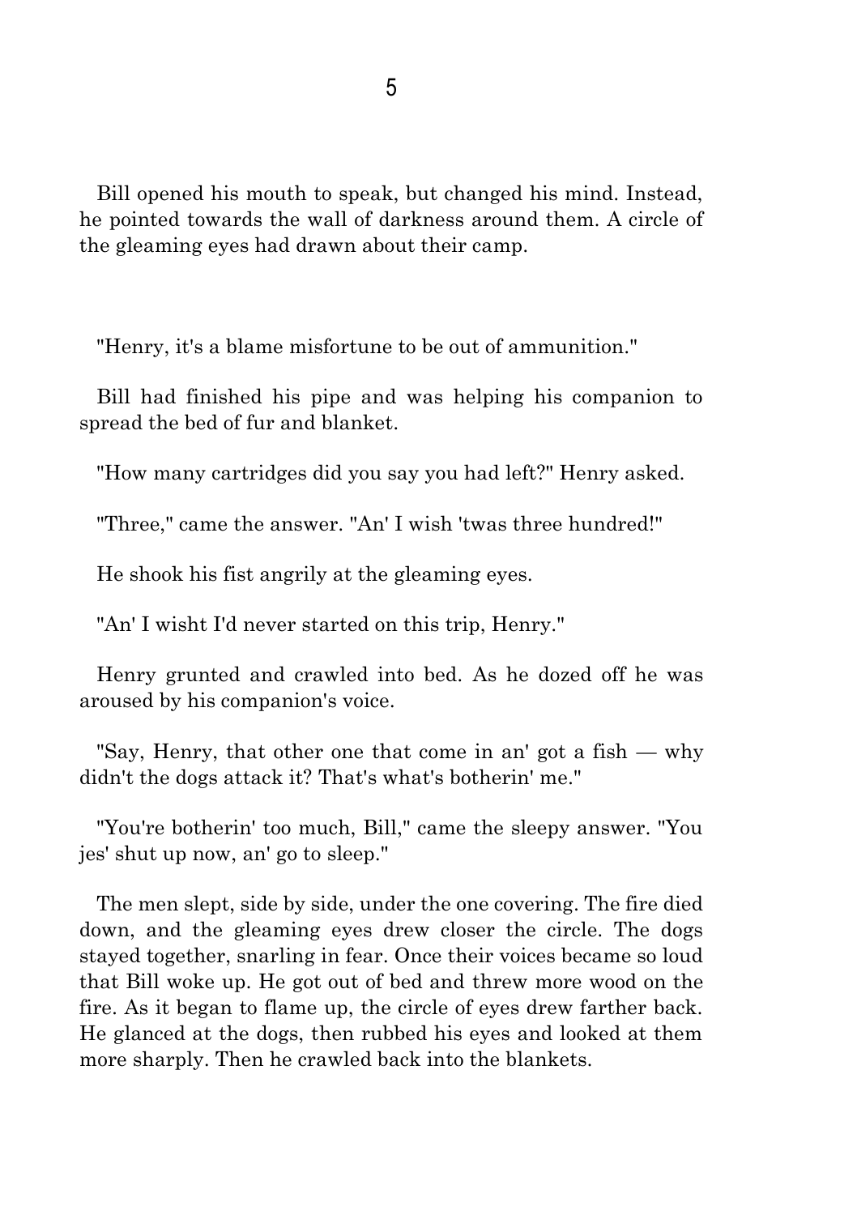Bill opened his mouth to speak, but changed his mind. Instead, he pointed towards the wall of darkness around them. A circle of the gleaming eyes had drawn about their camp.

"Henry, it's a blame misfortune to be out of ammunition."

Bill had finished his pipe and was helping his companion to spread the bed of fur and blanket.

"How many cartridges did you say you had left?" Henry asked.

"Three," came the answer. "An' I wish 'twas three hundred!"

He shook his fist angrily at the gleaming eyes.

"An' I wisht I'd never started on this trip, Henry."

Henry grunted and crawled into bed. As he dozed off he was aroused by his companion's voice.

"Say, Henry, that other one that come in an' got a fish — why didn't the dogs attack it? That's what's botherin' me."

"You're botherin' too much, Bill," came the sleepy answer. "You jes' shut up now, an' go to sleep."

The men slept, side by side, under the one covering. The fire died down, and the gleaming eyes drew closer the circle. The dogs stayed together, snarling in fear. Once their voices became so loud that Bill woke up. He got out of bed and threw more wood on the fire. As it began to flame up, the circle of eyes drew farther back. He glanced at the dogs, then rubbed his eyes and looked at them more sharply. Then he crawled back into the blankets.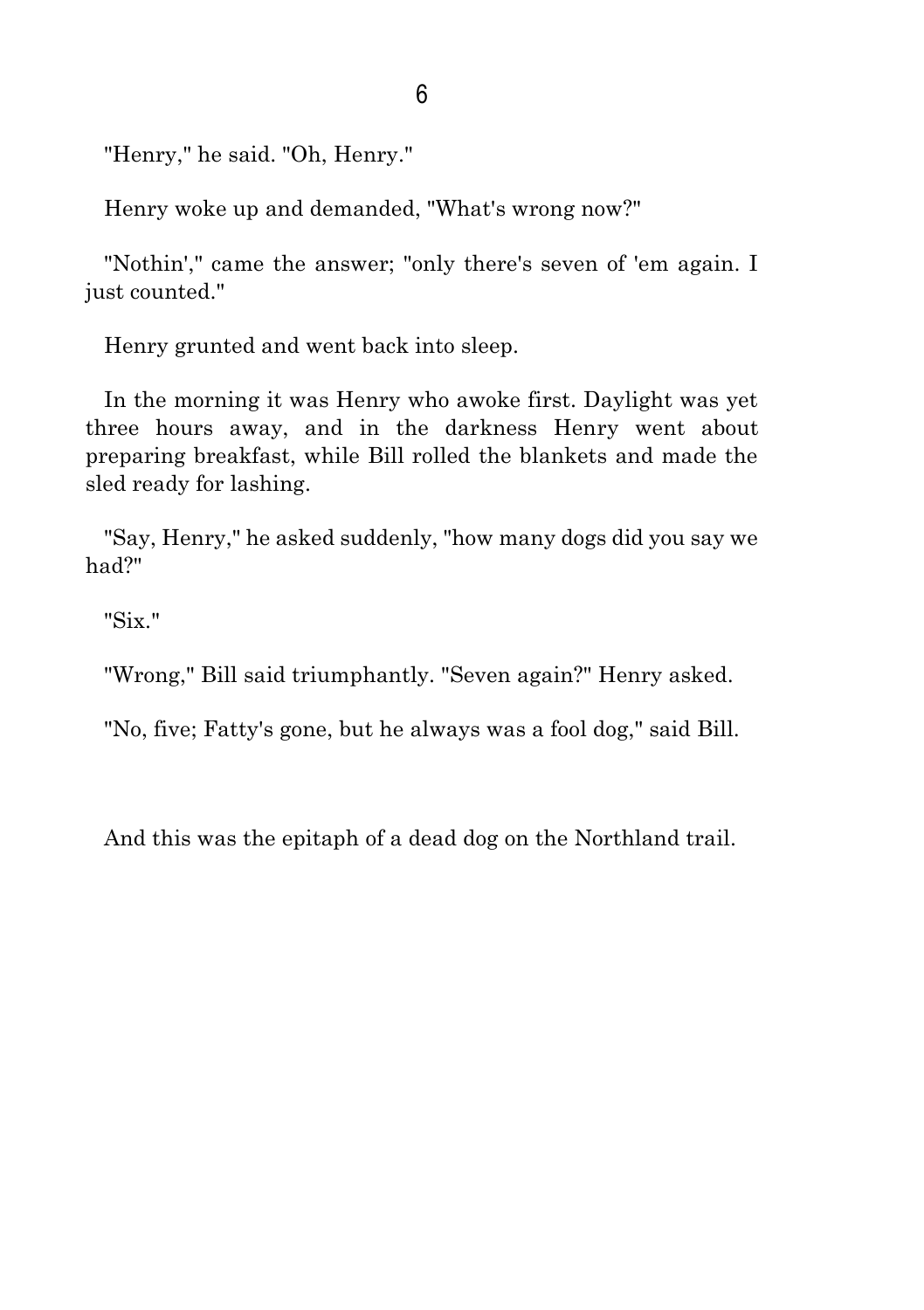"Henry," he said. "Oh, Henry."

Henry woke up and demanded, "What's wrong now?"

"Nothin'," came the answer; "only there's seven of 'em again. I just counted."

Henry grunted and went back into sleep.

In the morning it was Henry who awoke first. Daylight was yet three hours away, and in the darkness Henry went about preparing breakfast, while Bill rolled the blankets and made the sled ready for lashing.

"Say, Henry," he asked suddenly, "how many dogs did you say we had?"

"Six."

"Wrong," Bill said triumphantly. "Seven again?" Henry asked.

"No, five; Fatty's gone, but he always was a fool dog," said Bill.

And this was the epitaph of a dead dog on the Northland trail.